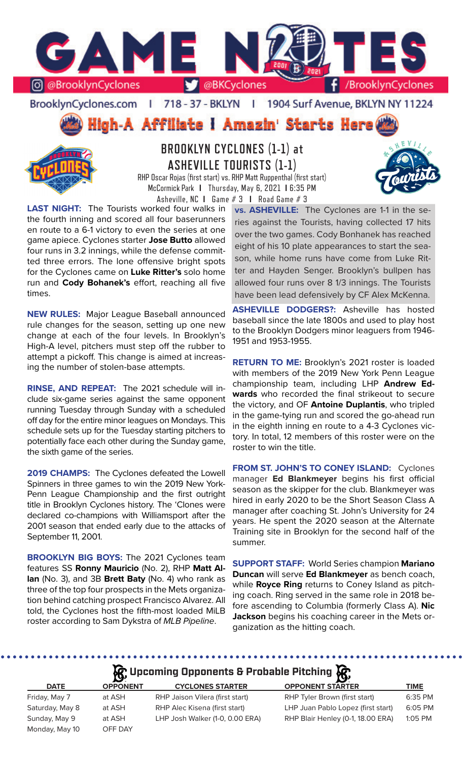# GAME NOTES

@BrooklynCyclones | @BKCyclones | /BrooklynCyclones

BrooklynCyclones.com | 718 - 37 - BKLYN | 1904 Surf Avenue, BKLYN NY 11224

**High-A Affiliate I Amazin' Starts Here**

## BROOKLYN CYCLONES (1-1) at ASHEVILLE TOURISTS (1-1)

RHP Oscar Rojas (first start) vs. RHP Matt Ruppenthal (first start)
McCormick Park I Thursday, May 6, 2021 I 6:35 PM
Asheville, NC I Game # 3 I Road Game # 3

**LAST NIGHT:** The Tourists worked four walks in the fourth inning and scored all four baserunners en route to a 6-1 victory to even the series at one game apiece. Cyclones starter **Jose Butto** allowed four runs in 3.2 innings, while the defense committed three errors. The lone offensive bright spots for the Cyclones came on **Luke Ritter's** solo home run and **Cody Bohanek's** effort, reaching all five times.

**NEW RULES:** Major League Baseball announced rule changes for the season, setting up one new change at each of the four levels. In Brooklyn's High-A level, pitchers must step off the rubber to attempt a pickoff. This change is aimed at increasing the number of stolen-base attempts.

**RINSE, AND REPEAT:** The 2021 schedule will include six-game series against the same opponent running Tuesday through Sunday with a scheduled off day for the entire minor leagues on Mondays. This schedule sets up for the Tuesday starting pitchers to potentially face each other during the Sunday game, the sixth game of the series.

**2019 CHAMPS:** The Cyclones defeated the Lowell Spinners in three games to win the 2019 New York-Penn League Championship and the first outright title in Brooklyn Cyclones history. The 'Clones were declared co-champions with Williamsport after the 2001 season that ended early due to the attacks of September 11, 2001.

**BROOKLYN BIG BOYS:** The 2021 Cyclones team features SS **Ronny Mauricio** (No. 2), RHP **Matt Allan** (No. 3), and 3B **Brett Baty** (No. 4) who rank as three of the top four prospects in the Mets organization behind catching prospect Francisco Alvarez. All told, the Cyclones host the fifth-most loaded MiLB roster according to Sam Dykstra of *MLB Pipeline*.

**vs. ASHEVILLE:** The Cyclones are 1-1 in the series against the Tourists, having collected 17 hits over the two games. Cody Bonhanek has reached eight of his 10 plate appearances to start the season, while home runs have come from Luke Ritter and Hayden Senger. Brooklyn's bullpen has allowed four runs over 8 1/3 innings. The Tourists have been lead defensively by CF Alex McKenna.

**ASHEVILLE DODGERS?:** Asheville has hosted baseball since the late 1800s and used to play host to the Brooklyn Dodgers minor leaguers from 1946-1951 and 1953-1955.

**RETURN TO ME:** Brooklyn's 2021 roster is loaded with members of the 2019 New York Penn League championship team, including LHP **Andrew Edwards** who recorded the final strikeout to secure the victory, and OF **Antoine Duplantis**, who tripled in the game-tying run and scored the go-ahead run in the eighth inning en route to a 4-3 Cyclones victory. In total, 12 members of this roster were on the roster to win the title.

**FROM ST. JOHN'S TO CONEY ISLAND:** Cyclones manager **Ed Blankmeyer** begins his first official season as the skipper for the club. Blankmeyer was hired in early 2020 to be the Short Season Class A manager after coaching St. John's University for 24 years. He spent the 2020 season at the Alternate Training site in Brooklyn for the second half of the summer.

**SUPPORT STAFF:** World Series champion **Mariano Duncan** will serve **Ed Blankmeyer** as bench coach, while **Royce Ring** returns to Coney Island as pitching coach. Ring served in the same role in 2018 before ascending to Columbia (formerly Class A). **Nic Jackson** begins his coaching career in the Mets organization as the hitting coach.

## Upcoming Opponents & Probable Pitching

| DATE | OPPONENT | CYCLONES STARTER | OPPONENT STARTER | TIME |
|---|---|---|---|---|
| Friday, May 7 | at ASH | RHP Jaison Vilera (first start) | RHP Tyler Brown (first start) | 6:35 PM |
| Saturday, May 8 | at ASH | RHP Alec Kisena (first start) | LHP Juan Pablo Lopez (first start) | 6:05 PM |
| Sunday, May 9 | at ASH | LHP Josh Walker (1-0, 0.00 ERA) | RHP Blair Henley (0-1, 18.00 ERA) | 1:05 PM |
| Monday, May 10 | OFF DAY | | | |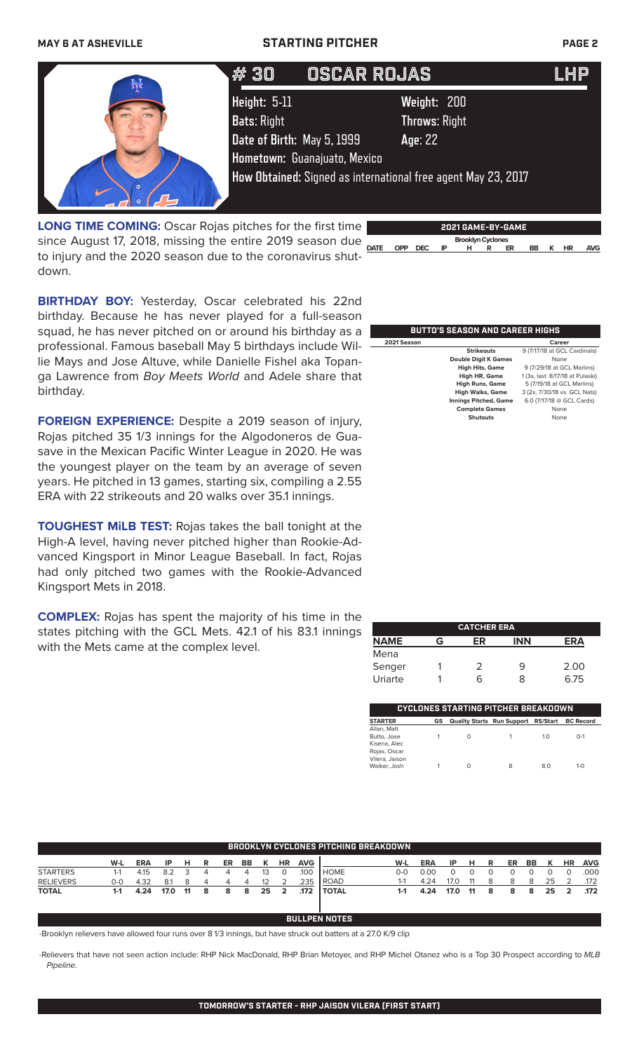# STARTING PITCHER

## # 30 OSCAR ROJAS LHP

**Height:** 5-11 **Weight:** 200

**Bats:** Right **Throws:** Right

**Date of Birth:** May 5, 1999 **Age:** 22

**Hometown:** Guanajuato, Mexico

**How Obtained:** Signed as international free agent May 23, 2017

**LONG TIME COMING:** Oscar Rojas pitches for the first time since August 17, 2018, missing the entire 2019 season due to injury and the 2020 season due to the coronavirus shutdown.

**BIRTHDAY BOY:** Yesterday, Oscar celebrated his 22nd birthday. Because he has never played for a full-season squad, he has never pitched on or around his birthday as a professional. Famous baseball May 5 birthdays include Willie Mays and Jose Altuve, while Danielle Fishel aka Topanga Lawrence from *Boy Meets World* and Adele share that birthday.

**FOREIGN EXPERIENCE:** Despite a 2019 season of injury, Rojas pitched 35 1/3 innings for the Algodoneros de Guasave in the Mexican Pacific Winter League in 2020. He was the youngest player on the team by an average of seven years. He pitched in 13 games, starting six, compiling a 2.55 ERA with 22 strikeouts and 20 walks over 35.1 innings.

**TOUGHEST MiLB TEST:** Rojas takes the ball tonight at the High-A level, having never pitched higher than Rookie-Advanced Kingsport in Minor League Baseball. In fact, Rojas had only pitched two games with the Rookie-Advanced Kingsport Mets in 2018.

**COMPLEX:** Rojas has spent the majority of his time in the states pitching with the GCL Mets. 42.1 of his 83.1 innings with the Mets came at the complex level.

### 2021 GAME-BY-GAME

Brooklyn Cyclones

| DATE | OPP | DEC | IP | H | R | ER | BB | K | HR | AVG |
|---|---|---|---|---|---|---|---|---|---|---|

### BUTTO'S SEASON AND CAREER HIGHS

| 2021 Season | | Career |
|---|---|---|
| | Strikeouts | 9 (7/17/18 at GCL Cardinals) |
| | Double Digit K Games | None |
| | High Hits, Game | 9 (7/29/18 at GCL Marlins) |
| | High HR, Game | 1 (3x, last: 8/17/18 at Pulaski) |
| | High Runs, Game | 5 (7/19/18 at GCL Marlins) |
| | High Walks, Game | 3 (2x, 7/30/18 vs. GCL Nats) |
| | Innings Pitched, Game | 6.0 (7/17/18 @ GCL Cards) |
| | Complete Games | None |
| | Shutouts | None |

### CATCHER ERA

| NAME | G | ER | INN | ERA |
|---|---|---|---|---|
| Mena | | | | |
| Senger | 1 | 2 | 9 | 2.00 |
| Uriarte | 1 | 6 | 8 | 6.75 |

### CYCLONES STARTING PITCHER BREAKDOWN

| STARTER | GS | Quality Starts | Run Support | RS/Start | BC Record |
|---|---|---|---|---|---|
| Allan, Matt | | | | | |
| Butto, Jose | 1 | 0 | 1 | 1.0 | 0-1 |
| Kisena, Alec | | | | | |
| Rojas, Oscar | | | | | |
| Vilera, Jaison | | | | | |
| Walker, Josh | 1 | 0 | 8 | 8.0 | 1-0 |

### BROOKLYN CYCLONES PITCHING BREAKDOWN

| | W-L | ERA | IP | H | R | ER | BB | K | HR | AVG |
|---|---|---|---|---|---|---|---|---|---|---|
| STARTERS | 1-1 | 4.15 | 8.2 | 3 | 4 | 4 | 4 | 13 | 0 | .100 |
| RELIEVERS | 0-0 | 4.32 | 8.1 | 8 | 4 | 4 | 4 | 12 | 2 | .235 |
| TOTAL | 1-1 | 4.24 | 17.0 | 11 | 8 | 8 | 8 | 25 | 2 | .172 |

| | W-L | ERA | IP | H | R | ER | BB | K | HR | AVG |
|---|---|---|---|---|---|---|---|---|---|---|
| HOME | 0-0 | 0.00 | 0 | 0 | 0 | 0 | 0 | 0 | 0 | .000 |
| ROAD | 1-1 | 4.24 | 17.0 | 11 | 8 | 8 | 8 | 25 | 2 | .172 |
| TOTAL | 1-1 | 4.24 | 17.0 | 11 | 8 | 8 | 8 | 25 | 2 | .172 |

### BULLPEN NOTES

-Brooklyn relievers have allowed four runs over 8 1/3 innings, but have struck out batters at a 27.0 K/9 clip

-Relievers that have not seen action include: RHP Nick MacDonald, RHP Brian Metoyer, and RHP Michel Otanez who is a Top 30 Prospect according to *MLB Pipeline*.

### TOMORROW'S STARTER - RHP JAISON VILERA (FIRST START)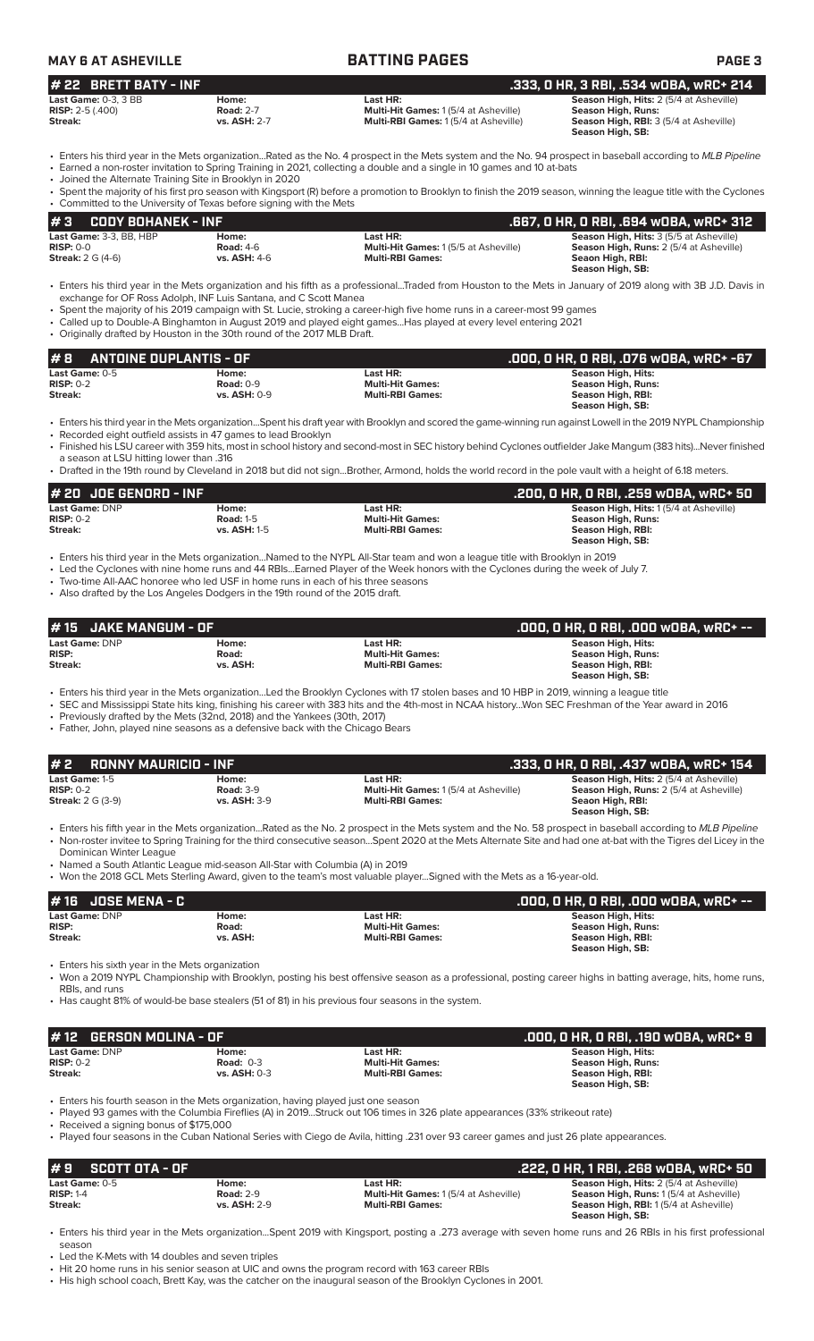## # 22 BRETT BATY - INF

**.333, 0 HR, 3 RBI, .534 wOBA, wRC+ 214**

| | | | |
|---|---|---|---|
| **Last Game:** 0-3, 3 BB | **Home:** | **Last HR:** | **Season High, Hits:** 2 (5/4 at Asheville) |
| **RISP:** 2-5 (.400) | **Road:** 2-7 | **Multi-Hit Games:** 1 (5/4 at Asheville) | **Season High, Runs:** |
| **Streak:** | **vs. ASH:** 2-7 | **Multi-RBI Games:** 1 (5/4 at Asheville) | **Season High, RBI:** 3 (5/4 at Asheville) |
| | | | **Season High, SB:** |

- Enters his third year in the Mets organization...Rated as the No. 4 prospect in the Mets system and the No. 94 prospect in baseball according to *MLB Pipeline*
- Earned a non-roster invitation to Spring Training in 2021, collecting a double and a single in 10 games and 10 at-bats
- Joined the Alternate Training Site in Brooklyn in 2020
- Spent the majority of his first pro season with Kingsport (R) before a promotion to Brooklyn to finish the 2019 season, winning the league title with the Cyclones
- Committed to the University of Texas before signing with the Mets

## # 3 CODY BOHANEK - INF

**.667, 0 HR, 0 RBI, .694 wOBA, wRC+ 312**

| | | | |
|---|---|---|---|
| **Last Game:** 3-3, BB, HBP | **Home:** | **Last HR:** | **Season High, Hits:** 3 (5/5 at Asheville) |
| **RISP:** 0-0 | **Road:** 4-6 | **Multi-Hit Games:** 1 (5/5 at Asheville) | **Season High, Runs:** 2 (5/4 at Asheville) |
| **Streak:** 2 G (4-6) | **vs. ASH:** 4-6 | **Multi-RBI Games:** | **Seaon High, RBI:** |
| | | | **Season High, SB:** |

- Enters his third year in the Mets organization and his fifth as a professional...Traded from Houston to the Mets in January of 2019 along with 3B J.D. Davis in exchange for OF Ross Adolph, INF Luis Santana, and C Scott Manea
- Spent the majority of his 2019 campaign with St. Lucie, stroking a career-high five home runs in a career-most 99 games
- Called up to Double-A Binghamton in August 2019 and played eight games...Has played at every level entering 2021
- Originally drafted by Houston in the 30th round of the 2017 MLB Draft.

## # 8 ANTOINE DUPLANTIS - OF

**.000, 0 HR, 0 RBI, .076 wOBA, wRC+ -67**

| | | | |
|---|---|---|---|
| **Last Game:** 0-5 | **Home:** | **Last HR:** | **Season High, Hits:** |
| **RISP:** 0-2 | **Road:** 0-9 | **Multi-Hit Games:** | **Season High, Runs:** |
| **Streak:** | **vs. ASH:** 0-9 | **Multi-RBI Games:** | **Season High, RBI:** |
| | | | **Season High, SB:** |

- Enters his third year in the Mets organization...Spent his draft year with Brooklyn and scored the game-winning run against Lowell in the 2019 NYPL Championship
- Recorded eight outfield assists in 47 games to lead Brooklyn
- Finished his LSU career with 359 hits, most in school history and second-most in SEC history behind Cyclones outfielder Jake Mangum (383 hits)...Never finished a season at LSU hitting lower than .316
- Drafted in the 19th round by Cleveland in 2018 but did not sign...Brother, Armond, holds the world record in the pole vault with a height of 6.18 meters.

## # 20 JOE GENORD - INF

**.200, 0 HR, 0 RBI, .259 wOBA, wRC+ 50**

| | | | |
|---|---|---|---|
| **Last Game:** DNP | **Home:** | **Last HR:** | **Season High, Hits:** 1 (5/4 at Asheville) |
| **RISP:** 0-2 | **Road:** 1-5 | **Multi-Hit Games:** | **Season High, Runs:** |
| **Streak:** | **vs. ASH:** 1-5 | **Multi-RBI Games:** | **Season High, RBI:** |
| | | | **Season High, SB:** |

- Enters his third year in the Mets organization...Named to the NYPL All-Star team and won a league title with Brooklyn in 2019
- Led the Cyclones with nine home runs and 44 RBIs...Earned Player of the Week honors with the Cyclones during the week of July 7.
- Two-time All-AAC honoree who led USF in home runs in each of his three seasons
- Also drafted by the Los Angeles Dodgers in the 19th round of the 2015 draft.

## # 15 JAKE MANGUM - OF

**.000, 0 HR, 0 RBI, .000 wOBA, wRC+ --**

| | | | |
|---|---|---|---|
| **Last Game:** DNP | **Home:** | **Last HR:** | **Season High, Hits:** |
| **RISP:** | **Road:** | **Multi-Hit Games:** | **Season High, Runs:** |
| **Streak:** | **vs. ASH:** | **Multi-RBI Games:** | **Season High, RBI:** |
| | | | **Season High, SB:** |

- Enters his third year in the Mets organization...Led the Brooklyn Cyclones with 17 stolen bases and 10 HBP in 2019, winning a league title
- SEC and Mississippi State hits king, finishing his career with 383 hits and the 4th-most in NCAA history...Won SEC Freshman of the Year award in 2016
- Previously drafted by the Mets (32nd, 2018) and the Yankees (30th, 2017)
- Father, John, played nine seasons as a defensive back with the Chicago Bears

## # 2 RONNY MAURICIO - INF

**.333, 0 HR, 0 RBI, .437 wOBA, wRC+ 154**

| | | | |
|---|---|---|---|
| **Last Game:** 1-5 | **Home:** | **Last HR:** | **Season High, Hits:** 2 (5/4 at Asheville) |
| **RISP:** 0-2 | **Road:** 3-9 | **Multi-Hit Games:** 1 (5/4 at Asheville) | **Season High, Runs:** 2 (5/4 at Asheville) |
| **Streak:** 2 G (3-9) | **vs. ASH:** 3-9 | **Multi-RBI Games:** | **Seaon High, RBI:** |
| | | | **Season High, SB:** |

- Enters his fifth year in the Mets organization...Rated as the No. 2 prospect in the Mets system and the No. 58 prospect in baseball according to *MLB Pipeline*
- Non-roster invitee to Spring Training for the third consecutive season...Spent 2020 at the Mets Alternate Site and had one at-bat with the Tigres del Licey in the Dominican Winter League
- Named a South Atlantic League mid-season All-Star with Columbia (A) in 2019
- Won the 2018 GCL Mets Sterling Award, given to the team's most valuable player...Signed with the Mets as a 16-year-old.

## # 16 JOSE MENA - C

**.000, 0 HR, 0 RBI, .000 wOBA, wRC+ --**

| | | | |
|---|---|---|---|
| **Last Game:** DNP | **Home:** | **Last HR:** | **Season High, Hits:** |
| **RISP:** | **Road:** | **Multi-Hit Games:** | **Season High, Runs:** |
| **Streak:** | **vs. ASH:** | **Multi-RBI Games:** | **Season High, RBI:** |
| | | | **Season High, SB:** |

- Enters his sixth year in the Mets organization
- Won a 2019 NYPL Championship with Brooklyn, posting his best offensive season as a professional, posting career highs in batting average, hits, home runs, RBIs, and runs
- Has caught 81% of would-be base stealers (51 of 81) in his previous four seasons in the system.

## # 12 GERSON MOLINA - OF

**.000, 0 HR, 0 RBI, .190 wOBA, wRC+ 9**

| | | | |
|---|---|---|---|
| **Last Game:** DNP | **Home:** | **Last HR:** | **Season High, Hits:** |
| **RISP:** 0-2 | **Road:** 0-3 | **Multi-Hit Games:** | **Season High, Runs:** |
| **Streak:** | **vs. ASH:** 0-3 | **Multi-RBI Games:** | **Season High, RBI:** |
| | | | **Season High, SB:** |

- Enters his fourth season in the Mets organization, having played just one season
- Played 93 games with the Columbia Fireflies (A) in 2019...Struck out 106 times in 326 plate appearances (33% strikeout rate)
- Received a signing bonus of $175,000
- Played four seasons in the Cuban National Series with Ciego de Avila, hitting .231 over 93 career games and just 26 plate appearances.

## # 9 SCOTT OTA - OF

**.222, 0 HR, 1 RBI, .268 wOBA, wRC+ 50**

| | | | |
|---|---|---|---|
| **Last Game:** 0-5 | **Home:** | **Last HR:** | **Season High, Hits:** 2 (5/4 at Asheville) |
| **RISP:** 1-4 | **Road:** 2-9 | **Multi-Hit Games:** 1 (5/4 at Asheville) | **Season High, Runs:** 1 (5/4 at Asheville) |
| **Streak:** | **vs. ASH:** 2-9 | **Multi-RBI Games:** | **Season High, RBI:** 1 (5/4 at Asheville) |
| | | | **Season High, SB:** |

- Enters his third year in the Mets organization...Spent 2019 with Kingsport, posting a .273 average with seven home runs and 26 RBIs in his first professional season
- Led the K-Mets with 14 doubles and seven triples
- Hit 20 home runs in his senior season at UIC and owns the program record with 163 career RBIs
- His high school coach, Brett Kay, was the catcher on the inaugural season of the Brooklyn Cyclones in 2001.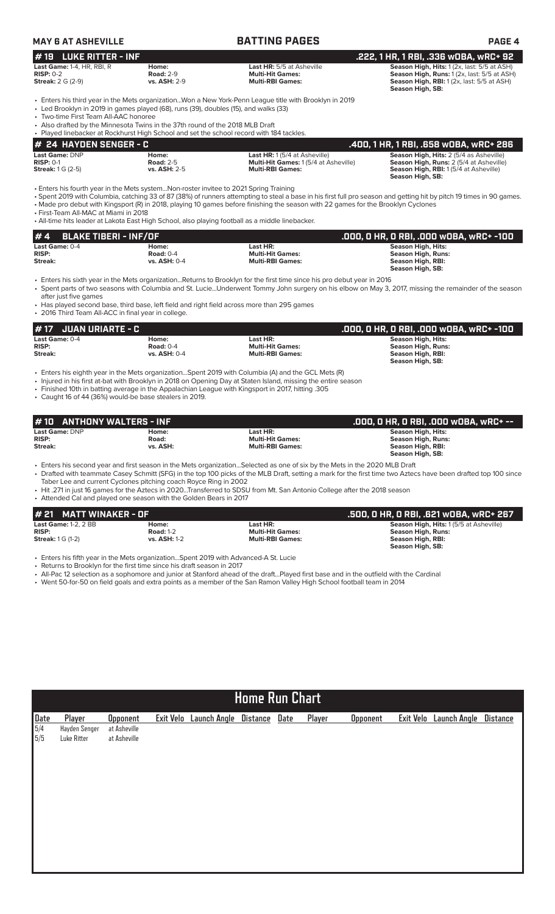**MAY 6 AT ASHEVILLE** — **BATTING PAGES**

## # 19 LUKE RITTER - INF

**.222, 1 HR, 1 RBI, .336 wOBA, wRC+ 92**

| | | | |
|---|---|---|---|
| **Last Game:** 1-4, HR, RBI, R | **Home:** | **Last HR:** 5/5 at Asheville | **Season High, Hits:** 1 (2x, last: 5/5 at ASH) |
| **RISP:** 0-2 | **Road:** 2-9 | **Multi-Hit Games:** | **Season High, Runs:** 1 (2x, last: 5/5 at ASH) |
| **Streak:** 2 G (2-9) | **vs. ASH:** 2-9 | **Multi-RBI Games:** | **Season High, RBI:** 1 (2x, last: 5/5 at ASH) |
| | | | **Season High, SB:** |

- Enters his third year in the Mets organization...Won a New York-Penn League title with Brooklyn in 2019
- Led Brooklyn in 2019 in games played (68), runs (39), doubles (15), and walks (33)
- Two-time First Team All-AAC honoree
- Also drafted by the Minnesota Twins in the 37th round of the 2018 MLB Draft
- Played linebacker at Rockhurst High School and set the school record with 184 tackles.

## # 24 HAYDEN SENGER - C

**.400, 1 HR, 1 RBI, .658 wOBA, wRC+ 286**

| | | | |
|---|---|---|---|
| **Last Game:** DNP | **Home:** | **Last HR:** 1 (5/4 at Asheville) | **Season High, Hits:** 2 (5/4 as Asheville) |
| **RISP:** 0-1 | **Road:** 2-5 | **Multi-Hit Games:** 1 (5/4 at Asheville) | **Season High, Runs:** 2 (5/4 at Asheville) |
| **Streak:** 1 G (2-5) | **vs. ASH:** 2-5 | **Multi-RBI Games:** | **Season High, RBI:** 1 (5/4 at Asheville) |
| | | | **Season High, SB:** |

- Enters his fourth year in the Mets system...Non-roster invitee to 2021 Spring Training
- Spent 2019 with Columbia, catching 33 of 87 (38%) of runners attempting to steal a base in his first full pro season and getting hit by pitch 19 times in 90 games.
- Made pro debut with Kingsport (R) in 2018, playing 10 games before finishing the season with 22 games for the Brooklyn Cyclones
- First-Team All-MAC at Miami in 2018
- All-time hits leader at Lakota East High School, also playing football as a middle linebacker.

## # 4 BLAKE TIBERI - INF/OF

**.000, 0 HR, 0 RBI, .000 wOBA, wRC+ -100**

| | | | |
|---|---|---|---|
| **Last Game:** 0-4 | **Home:** | **Last HR:** | **Season High, Hits:** |
| **RISP:** | **Road:** 0-4 | **Multi-Hit Games:** | **Season High, Runs:** |
| **Streak:** | **vs. ASH:** 0-4 | **Multi-RBI Games:** | **Season High, RBI:** |
| | | | **Season High, SB:** |

- Enters his sixth year in the Mets organization...Returns to Brooklyn for the first time since his pro debut year in 2016
- Spent parts of two seasons with Columbia and St. Lucie...Underwent Tommy John surgery on his elbow on May 3, 2017, missing the remainder of the season after just five games
- Has played second base, third base, left field and right field across more than 295 games
- 2016 Third Team All-ACC in final year in college.

## # 17 JUAN URIARTE - C

**.000, 0 HR, 0 RBI, .000 wOBA, wRC+ -100**

| | | | |
|---|---|---|---|
| **Last Game:** 0-4 | **Home:** | **Last HR:** | **Season High, Hits:** |
| **RISP:** | **Road:** 0-4 | **Multi-Hit Games:** | **Season High, Runs:** |
| **Streak:** | **vs. ASH:** 0-4 | **Multi-RBI Games:** | **Season High, RBI:** |
| | | | **Season High, SB:** |

- Enters his eighth year in the Mets organization...Spent 2019 with Columbia (A) and the GCL Mets (R)
- Injured in his first at-bat with Brooklyn in 2018 on Opening Day at Staten Island, missing the entire season
- Finished 10th in batting average in the Appalachian League with Kingsport in 2017, hitting .305
- Caught 16 of 44 (36%) would-be base stealers in 2019.

## # 10 ANTHONY WALTERS - INF

**.000, 0 HR, 0 RBI, .000 wOBA, wRC+ --**

| | | | |
|---|---|---|---|
| **Last Game:** DNP | **Home:** | **Last HR:** | **Season High, Hits:** |
| **RISP:** | **Road:** | **Multi-Hit Games:** | **Season High, Runs:** |
| **Streak:** | **vs. ASH:** | **Multi-RBI Games:** | **Season High, RBI:** |
| | | | **Season High, SB:** |

- Enters his second year and first season in the Mets organization...Selected as one of six by the Mets in the 2020 MLB Draft
- Drafted with teammate Casey Schmitt (SFG) in the top 100 picks of the MLB Draft, setting a mark for the first time two Aztecs have been drafted top 100 since Taber Lee and current Cyclones pitching coach Royce Ring in 2002
- Hit .271 in just 16 games for the Aztecs in 2020...Transferred to SDSU from Mt. San Antonio College after the 2018 season
- Attended Cal and played one season with the Golden Bears in 2017

## # 21 MATT WINAKER - OF

**.500, 0 HR, 0 RBI, .621 wOBA, wRC+ 267**

| | | | |
|---|---|---|---|
| **Last Game:** 1-2, 2 BB | **Home:** | **Last HR:** | **Season High, Hits:** 1 (5/5 at Asheville) |
| **RISP:** | **Road:** 1-2 | **Multi-Hit Games:** | **Season High, Runs:** |
| **Streak:** 1 G (1-2) | **vs. ASH:** 1-2 | **Multi-RBI Games:** | **Season High, RBI:** |
| | | | **Season High, SB:** |

- Enters his fifth year in the Mets organization...Spent 2019 with Advanced-A St. Lucie
- Returns to Brooklyn for the first time since his draft season in 2017
- All-Pac 12 selection as a sophomore and junior at Stanford ahead of the draft...Played first base and in the outfield with the Cardinal
- Went 50-for-50 on field goals and extra points as a member of the San Ramon Valley High School football team in 2014

## Home Run Chart

| Date | Player | Opponent | Exit Velo | Launch Angle | Distance | Date | Player | Opponent | Exit Velo | Launch Angle | Distance |
|---|---|---|---|---|---|---|---|---|---|---|---|
| 5/4 | Hayden Senger | at Asheville | | | | | | | | | |
| 5/5 | Luke Ritter | at Asheville | | | | | | | | | |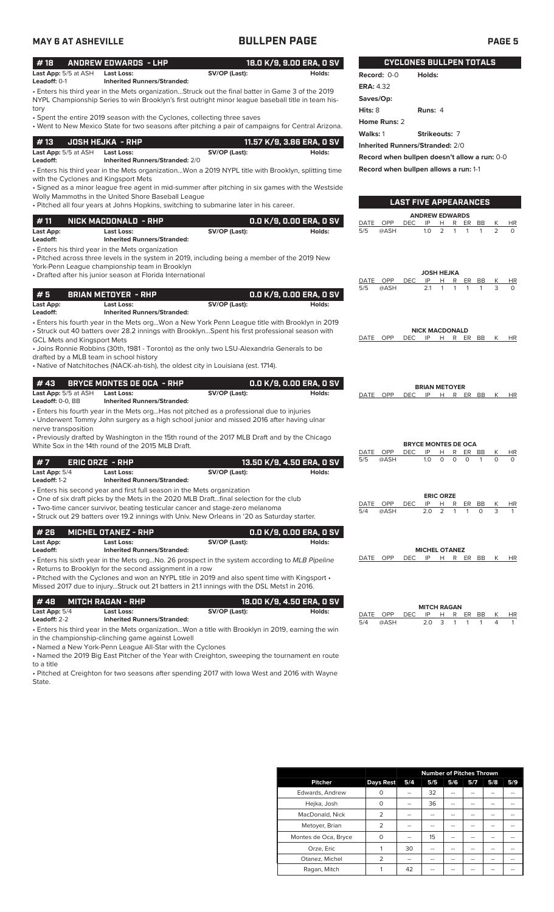## BULLPEN PAGE

### #18 ANDREW EDWARDS - LHP — 18.0 K/9, 9.00 ERA, 0 SV

**Last App:** 5/5 at ASH **Last Loss:** **SV/OP (Last):** **Holds:**
**Leadoff:** 0-1 **Inherited Runners/Stranded:**

• Enters his third year in the Mets organization...Struck out the final batter in Game 3 of the 2019 NYPL Championship Series to win Brooklyn's first outright minor league baseball title in team history
• Spent the entire 2019 season with the Cyclones, collecting three saves
• Went to New Mexico State for two seasons after pitching a pair of campaigns for Central Arizona.

### #13 JOSH HEJKA - RHP — 11.57 K/9, 3.86 ERA, 0 SV

**Last App:** 5/5 at ASH **Last Loss:** **SV/OP (Last):** **Holds:**
**Leadoff:** **Inherited Runners/Stranded:** 2/0

• Enters his third year in the Mets organization...Won a 2019 NYPL title with Brooklyn, splitting time with the Cyclones and Kingsport Mets
• Signed as a minor league free agent in mid-summer after pitching in six games with the Westside Wolly Mammoths in the United Shore Baseball League
• Pitched all four years at Johns Hopkins, switching to submarine later in his career.

### #11 NICK MACDONALD - RHP — 0.0 K/9, 0.00 ERA, 0 SV

**Last App:** **Last Loss:** **SV/OP (Last):** **Holds:**
**Leadoff:** **Inherited Runners/Stranded:**

• Enters his third year in the Mets organization
• Pitched across three levels in the system in 2019, including being a member of the 2019 New York-Penn League championship team in Brooklyn
• Drafted after his junior season at Florida International

### #5 BRIAN METOYER - RHP — 0.0 K/9, 0.00 ERA, 0 SV

**Last App:** **Last Loss:** **SV/OP (Last):** **Holds:**
**Leadoff:** **Inherited Runners/Stranded:**

• Enters his fourth year in the Mets org...Won a New York Penn League title with Brooklyn in 2019
• Struck out 40 batters over 28.2 innings with Brooklyn...Spent his first professional season with GCL Mets and Kingsport Mets
• Joins Ronnie Robbins (30th, 1981 - Toronto) as the only two LSU-Alexandria Generals to be drafted by a MLB team in school history
• Native of Natchitoches (NACK-ah-tish), the oldest city in Louisiana (est. 1714).

### #43 BRYCE MONTES DE OCA - RHP — 0.0 K/9, 0.00 ERA, 0 SV

**Last App:** 5/5 at ASH **Last Loss:** **SV/OP (Last):** **Holds:**
**Leadoff:** 0-0, BB **Inherited Runners/Stranded:**

• Enters his fourth year in the Mets org...Has not pitched as a professional due to injuries
• Underwent Tommy John surgery as a high school junior and missed 2016 after having ulnar nerve transposition
• Previously drafted by Washington in the 15th round of the 2017 MLB Draft and by the Chicago White Sox in the 14th round of the 2015 MLB Draft.

### #7 ERIC ORZE - RHP — 13.50 K/9, 4.50 ERA, 0 SV

**Last App:** 5/4 **Last Loss:** **SV/OP (Last):** **Holds:**
**Leadoff:** 1-2 **Inherited Runners/Stranded:**

• Enters his second year and first full season in the Mets organization
• One of six draft picks by the Mets in the 2020 MLB Draft...final selection for the club
• Two-time cancer survivor, beating testicular cancer and stage-zero melanoma
• Struck out 29 batters over 19.2 innings with Univ. New Orleans in '20 as Saturday starter.

### #26 MICHEL OTANEZ - RHP — 0.0 K/9, 0.00 ERA, 0 SV

**Last App:** **Last Loss:** **SV/OP (Last):** **Holds:**
**Leadoff:** **Inherited Runners/Stranded:**

• Enters his sixth year in the Mets org...No. 26 prospect in the system according to *MLB Pipeline*
• Returns to Brooklyn for the second assignment in a row
• Pitched with the Cyclones and won an NYPL title in 2019 and also spent time with Kingsport • Missed 2017 due to injury...Struck out 21 batters in 21.1 innings with the DSL Mets1 in 2016.

### #48 MITCH RAGAN - RHP — 18.00 K/9, 4.50 ERA, 0 SV

**Last App:** 5/4 **Last Loss:** **SV/OP (Last):** **Holds:**
**Leadoff:** 2-2 **Inherited Runners/Stranded:**

• Enters his third year in the Mets organization...Won a title with Brooklyn in 2019, earning the win in the championship-clinching game against Lowell
• Named a New York-Penn League All-Star with the Cyclones
• Named the 2019 Big East Pitcher of the Year with Creighton, sweeping the tournament en route to a title
• Pitched at Creighton for two seasons after spending 2017 with Iowa West and 2016 with Wayne State.

## CYCLONES BULLPEN TOTALS

**Record:** 0-0 **Holds:**
**ERA:** 4.32
**Saves/Op:**
**Hits:** 8 **Runs:** 4
**Home Runs:** 2
**Walks:** 1 **Strikeouts:** 7
**Inherited Runners/Stranded:** 2/0
**Record when bullpen doesn't allow a run:** 0-0
**Record when bullpen allows a run:** 1-1

## LAST FIVE APPEARANCES

**ANDREW EDWARDS**

| DATE | OPP | DEC | IP | H | R | ER | BB | K | HR |
|---|---|---|---|---|---|---|---|---|---|
| 5/5 | @ASH | | 1.0 | 2 | 1 | 1 | 1 | 2 | 0 |

**JOSH HEJKA**

| DATE | OPP | DEC | IP | H | R | ER | BB | K | HR |
|---|---|---|---|---|---|---|---|---|---|
| 5/5 | @ASH | | 2.1 | 1 | 1 | 1 | 1 | 3 | 0 |

**NICK MACDONALD**

| DATE | OPP | DEC | IP | H | R | ER | BB | K | HR |
|---|---|---|---|---|---|---|---|---|---|

**BRIAN METOYER**

| DATE | OPP | DEC | IP | H | R | ER | BB | K | HR |
|---|---|---|---|---|---|---|---|---|---|

**BRYCE MONTES DE OCA**

| DATE | OPP | DEC | IP | H | R | ER | BB | K | HR |
|---|---|---|---|---|---|---|---|---|---|
| 5/5 | @ASH | | 1.0 | 0 | 0 | 0 | 1 | 0 | 0 |

**ERIC ORZE**

| DATE | OPP | DEC | IP | H | R | ER | BB | K | HR |
|---|---|---|---|---|---|---|---|---|---|
| 5/4 | @ASH | | 2.0 | 2 | 1 | 1 | 0 | 3 | 1 |

**MICHEL OTANEZ**

| DATE | OPP | DEC | IP | H | R | ER | BB | K | HR |
|---|---|---|---|---|---|---|---|---|---|

**MITCH RAGAN**

| DATE | OPP | DEC | IP | H | R | ER | BB | K | HR |
|---|---|---|---|---|---|---|---|---|---|
| 5/4 | @ASH | | 2.0 | 3 | 1 | 1 | 1 | 4 | 1 |

| | | Number of Pitches Thrown | | | | | |
|---|---|---|---|---|---|---|---|
| Pitcher | Days Rest | 5/4 | 5/5 | 5/6 | 5/7 | 5/8 | 5/9 |
| Edwards, Andrew | 0 | -- | 32 | -- | -- | -- | -- |
| Hejka, Josh | 0 | -- | 36 | -- | -- | -- | -- |
| MacDonald, Nick | 2 | -- | -- | -- | -- | -- | -- |
| Metoyer, Brian | 2 | -- | -- | -- | -- | -- | -- |
| Montes de Oca, Bryce | 0 | -- | 15 | -- | -- | -- | -- |
| Orze, Eric | 1 | 30 | -- | -- | -- | -- | -- |
| Otanez, Michel | 2 | -- | -- | -- | -- | -- | -- |
| Ragan, Mitch | 1 | 42 | -- | -- | -- | -- | -- |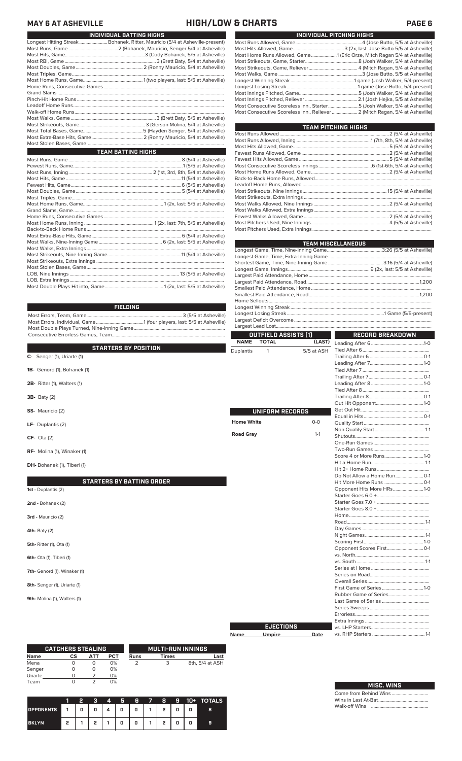# MAY 6 AT ASHEVILLE — HIGH/LOW & CHARTS

## INDIVIDUAL BATTING HIGHS

| | |
|---|---|
| Longest Hitting Streak | Bohanek, Ritter, Mauricio (5/4 at Asheville-present) |
| Most Runs, Game | 2 (Bohanek, Mauricio, Senger 5/4 at Asheville) |
| Most Hits, Game | 3 (Cody Bohanek, 5/5 at Asheville) |
| Most RBI, Game | 3 (Brett Baty, 5/4 at Asheville) |
| Most Doubles, Game | 2 (Ronny Mauricio, 5/4 at Asheville) |
| Most Triples, Game | |
| Most Home Runs, Game | 1 (two players, last: 5/5 at Asheville) |
| Home Runs, Consecutive Games | |
| Grand Slams | |
| Pinch-Hit Home Runs | |
| Leadoff Home Runs | |
| Walk-off Home Runs | |
| Most Walks, Game | 3 (Brett Baty, 5/5 at Asheville) |
| Most Strikeouts, Game | 3 (Gerson Molina, 5/4 at Asheville) |
| Most Total Bases, Game | 5 (Hayden Senger, 5/4 at Asheville) |
| Most Extra-Base Hits, Game | 2 (Ronny Mauricio, 5/4 at Asheville) |
| Most Stolen Bases, Game | |

## TEAM BATTING HIGHS

| | |
|---|---|
| Most Runs, Game | 8 (5/4 at Asheville) |
| Fewest Runs, Game | 1 (5/5 at Asheville) |
| Most Runs, Inning | 2 (1st, 3rd, 8th, 5/4 at Asheville) |
| Most Hits, Game | 11 (5/4 at Asheville) |
| Fewest Hits, Game | 6 (5/5 at Asheville) |
| Most Doubles, Game | 5 (5/4 at Asheville) |
| Most Triples, Game | |
| Most Home Runs, Game | 1 (2x, last: 5/5 at Asheville) |
| Grand Slams, Game | |
| Home Runs, Consecutive Games | |
| Most Home Runs, Inning | 1 (2x, last: 7th, 5/5 at Asheville) |
| Back-to-Back Home Runs | |
| Most Extra-Base Hits, Game | 6 (5/4 at Asheville) |
| Most Walks, Nine-Inning Game | 6 (2x, last: 5/5 at Asheville) |
| Most Walks, Extra Innings | |
| Most Strikeouts, Nine-Inning Game | 11 (5/4 at Asheville) |
| Most Strikeouts, Extra Innings | |
| Most Stolen Bases, Game | |
| LOB, Nine Innings | 13 (5/5 at Asheville) |
| LOB, Extra Innings | |
| Most Double Plays Hit into, Game | 1 (2x, last: 5/5 at Asheville) |

## FIELDING

| | |
|---|---|
| Most Errors, Team, Game | 3 (5/5 at Asheville) |
| Most Errors, Individual, Game | 1 (four players, last: 5/5 at Asheville) |
| Most Double Plays Turned, Nine-Inning Game | |
| Consecutive Errorless Games, Team | |

## STARTERS BY POSITION

**C-** Senger (1), Uriarte (1)

**1B-** Genord (1), Bohanek (1)

**2B-** Ritter (1), Walters (1)

**3B-** Baty (2)

**SS-** Mauricio (2)

**LF-** Duplantis (2)

**CF-** Ota (2)

**RF-** Molina (1), Winaker (1)

**DH-** Bohanek (1), Tiberi (1)

## STARTERS BY BATTING ORDER

**1st -** Duplantis (2)

**2nd -** Bohanek (2)

**3rd -** Mauricio (2)

**4th-** Baty (2)

**5th-** Ritter (1), Ota (1)

**6th-** Ota (1), Tiberi (1)

**7th-** Genord (1), Winaker (1)

**8th-** Senger (1), Uriarte (1)

**9th-** Molina (1), Walters (1)

## INDIVIDUAL PITCHING HIGHS

| | |
|---|---|
| Most Runs Allowed, Game | 4 (Jose Butto, 5/5 at Asheville) |
| Most Hits Allowed, Game | 3 (2x, last: Jose Butto 5/5 at Asheville) |
| Most Home Runs Allowed, Game | 1 (Eric Orze, Mitch Ragan 5/4 at Asheville) |
| Most Strikeouts, Game, Starter | 8 (Josh Walker, 5/4 at Asheville) |
| Most Strikeouts, Game, Reliever | 4 (Mitch Ragan, 5/4 at Asheville) |
| Most Walks, Game | 3 (Jose Butto, 5/5 at Asheville) |
| Longest Winning Streak | 1 game (Josh Walker, 5/4-present) |
| Longest Losing Streak | 1 game (Jose Butto, 5/5-present) |
| Most Innings Pitched, Game | 5 (Josh Walker, 5/4 at Asheville) |
| Most Innings Pitched, Reliever | 2.1 (Josh Hejka, 5/5 at Asheville) |
| Most Consecutive Scoreless Inn., Starter | 5 (Josh Walker, 5/4 at Asheville) |
| Most Consecutive Scoreless Inn., Reliever | 2 (Mitch Ragan, 5/4 at Asheville) |

## TEAM PITCHING HIGHS

| | |
|---|---|
| Most Runs Allowed | 2 (5/4 at Asheville) |
| Most Runs Allowed, Inning | 1 (7th, 8th, 5/4 at Asheville) |
| Most Hits Allowed, Game | 5 (5/4 at Asheville) |
| Fewest Runs Allowed, Game | 2 (5/4 at Asheville) |
| Fewest Hits Allowed, Game | 5 (5/4 at Asheville) |
| Most Consecutive Scoreless Innings | 6 (1st-6th, 5/4 at Asheville) |
| Most Home Runs Allowed, Game | 2 (5/4 at Asheville) |
| Back-to-Back Home Runs, Allowed | |
| Leadoff Home Runs Allowed | |
| Most Strikeouts, Nine Innings | 15 (5/4 at Asheville) |
| Most Strikeouts, Extra Innings | |
| Most Walks Allowed, Nine Innings | 2 (5/4 at Asheville) |
| Most Walks Allowed, Extra Innings | |
| Fewest Walks Allowed, Game | 2 (5/4 at Asheville) |
| Most Pitchers Used, Nine Innings | 4 (5/5 at Asheville) |
| Most Pitchers Used, Extra Innings | |

## TEAM MISCELLANEOUS

| | |
|---|---|
| Longest Game, Time, Nine-Inning Game | 3:26 (5/5 at Asheville) |
| Longest Game, Time, Extra-Inning Game | |
| Shortest Game, Time, Nine-Inning Game | 3:16 (5/4 at Asheville) |
| Longest Game, Innings | 9 (2x, last: 5/5 at Asheville) |
| Largest Paid Attendance, Home | |
| Largest Paid Attendance, Road | 1,200 |
| Smallest Paid Attendance, Home | |
| Smallest Paid Attendance, Road | 1,200 |
| Home Sellouts | |
| Longest Winning Streak | |
| Longest Losing Streak | 1 Game (5/5-present) |
| Largest Deficit Overcome | |
| Largest Lead Lost | |

## OUTFIELD ASSISTS (1)

| NAME | TOTAL | (LAST) |
|---|---|---|
| Duplantis | 1 | 5/5 at ASH |

## UNIFORM RECORDS

| | |
|---|---|
| Home White | 0-0 |
| Road Gray | 1-1 |

## EJECTIONS

| Name | Umpire | Date |
|---|---|---|

## RECORD BREAKDOWN

| | |
|---|---|
| Leading After 6 | 1-0 |
| Tied After 6 | |
| Trailing After 6 | 0-1 |
| Leading After 7 | 1-0 |
| Tied After 7 | |
| Trailing After 7 | 0-1 |
| Leading After 8 | 1-0 |
| Tied After 8 | |
| Trailing After 8 | 0-1 |
| Out Hit Opponent | 1-0 |
| Get Out Hit | |
| Equal in Hits | 0-1 |
| Quality Start | |
| Non Quality Start | 1-1 |
| Shutouts | |
| One-Run Games | |
| Two-Run Games | |
| Score 4 or More Runs | 1-0 |
| Hit a Home Run | 1-1 |
| Hit 2+ Home Runs | |
| Do Not Allow a Home Run | 0-1 |
| Hit More Home Runs | 0-1 |
| Opponent Hits More HRs | 1-0 |
| Starter Goes 6.0 + | |
| Starter Goes 7.0 + | |
| Starter Goes 8.0 + | |
| Home | |
| Road | 1-1 |
| Day Games | |
| Night Games | 1-1 |
| Scoring First | 1-0 |
| Opponent Scores First | 0-1 |
| vs. North | |
| vs. South | 1-1 |
| Series at Home | |
| Series on Road | |
| Overall Series | |
| First Game of Series | 1-0 |
| Rubber Game of Series | |
| Last Game of Series | |
| Series Sweeps | |
| Errorless | |
| Extra Innings | |
| vs. LHP Starters | |
| vs. RHP Starters | 1-1 |

## CATCHERS STEALING

| Name | CS | ATT | PCT |
|---|---|---|---|
| Mena | 0 | 0 | 0% |
| Senger | 0 | 0 | 0% |
| Uriarte | 0 | 2 | 0% |
| Team | 0 | 2 | 0% |

## MULTI-RUN INNINGS

| Runs | Times | Last |
|---|---|---|
| 2 | 3 | 8th, 5/4 at ASH |

| | 1 | 2 | 3 | 4 | 5 | 6 | 7 | 8 | 9 | 10+ | TOTALS |
|---|---|---|---|---|---|---|---|---|---|---|---|
| OPPONENTS | 1 | 0 | 0 | 4 | 0 | 0 | 1 | 2 | 0 | 0 | 8 |
| BKLYN | 2 | 1 | 2 | 1 | 0 | 0 | 1 | 2 | 0 | 0 | 9 |

## MISC. WINS

| | |
|---|---|
| Come from Behind Wins | |
| Wins in Last At-Bat | |
| Walk-off Wins | |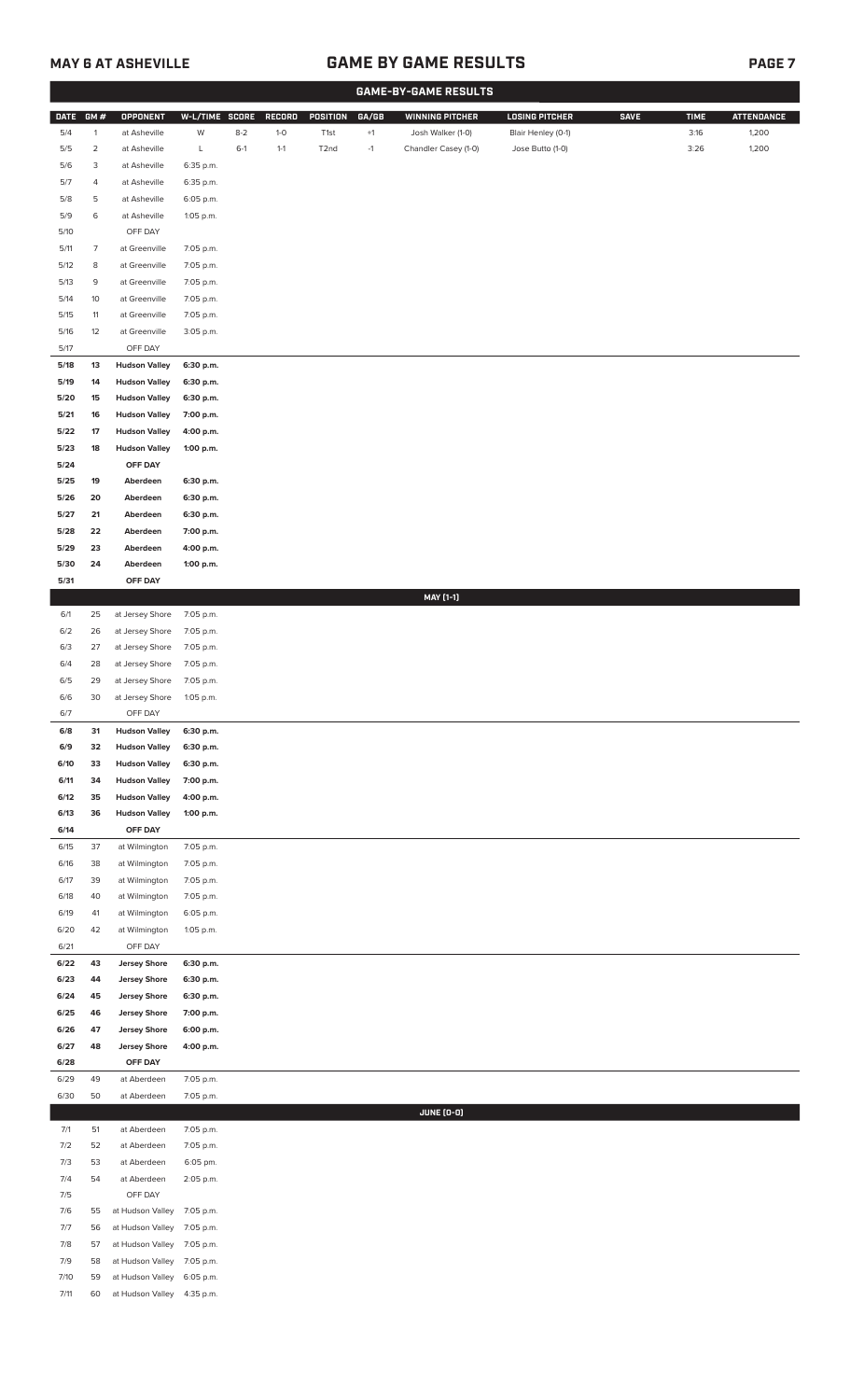## GAME-BY-GAME RESULTS

| DATE | GM # | OPPONENT | W-L/TIME | SCORE | RECORD | POSITION | GA/GB | WINNING PITCHER | LOSING PITCHER | SAVE | TIME | ATTENDANCE |
|---|---|---|---|---|---|---|---|---|---|---|---|---|
| 5/4 | 1 | at Asheville | W | 8-2 | 1-0 | T1st | +1 | Josh Walker (1-0) | Blair Henley (0-1) | | 3:16 | 1,200 |
| 5/5 | 2 | at Asheville | L | 6-1 | 1-1 | T2nd | -1 | Chandler Casey (1-0) | Jose Butto (1-0) | | 3:26 | 1,200 |
| 5/6 | 3 | at Asheville | 6:35 p.m. | | | | | | | | | |
| 5/7 | 4 | at Asheville | 6:35 p.m. | | | | | | | | | |
| 5/8 | 5 | at Asheville | 6:05 p.m. | | | | | | | | | |
| 5/9 | 6 | at Asheville | 1:05 p.m. | | | | | | | | | |
| 5/10 | | OFF DAY | | | | | | | | | | |
| 5/11 | 7 | at Greenville | 7:05 p.m. | | | | | | | | | |
| 5/12 | 8 | at Greenville | 7:05 p.m. | | | | | | | | | |
| 5/13 | 9 | at Greenville | 7:05 p.m. | | | | | | | | | |
| 5/14 | 10 | at Greenville | 7:05 p.m. | | | | | | | | | |
| 5/15 | 11 | at Greenville | 7:05 p.m. | | | | | | | | | |
| 5/16 | 12 | at Greenville | 3:05 p.m. | | | | | | | | | |
| 5/17 | | OFF DAY | | | | | | | | | | |
| **5/18** | **13** | **Hudson Valley** | **6:30 p.m.** | | | | | | | | | |
| **5/19** | **14** | **Hudson Valley** | **6:30 p.m.** | | | | | | | | | |
| **5/20** | **15** | **Hudson Valley** | **6:30 p.m.** | | | | | | | | | |
| **5/21** | **16** | **Hudson Valley** | **7:00 p.m.** | | | | | | | | | |
| **5/22** | **17** | **Hudson Valley** | **4:00 p.m.** | | | | | | | | | |
| **5/23** | **18** | **Hudson Valley** | **1:00 p.m.** | | | | | | | | | |
| **5/24** | | **OFF DAY** | | | | | | | | | | |
| **5/25** | **19** | **Aberdeen** | **6:30 p.m.** | | | | | | | | | |
| **5/26** | **20** | **Aberdeen** | **6:30 p.m.** | | | | | | | | | |
| **5/27** | **21** | **Aberdeen** | **6:30 p.m.** | | | | | | | | | |
| **5/28** | **22** | **Aberdeen** | **7:00 p.m.** | | | | | | | | | |
| **5/29** | **23** | **Aberdeen** | **4:00 p.m.** | | | | | | | | | |
| **5/30** | **24** | **Aberdeen** | **1:00 p.m.** | | | | | | | | | |
| **5/31** | | **OFF DAY** | | | | | | | | | | |
| | | | | | | | | **MAY [1-1]** | | | | |
| 6/1 | 25 | at Jersey Shore | 7:05 p.m. | | | | | | | | | |
| 6/2 | 26 | at Jersey Shore | 7:05 p.m. | | | | | | | | | |
| 6/3 | 27 | at Jersey Shore | 7:05 p.m. | | | | | | | | | |
| 6/4 | 28 | at Jersey Shore | 7:05 p.m. | | | | | | | | | |
| 6/5 | 29 | at Jersey Shore | 7:05 p.m. | | | | | | | | | |
| 6/6 | 30 | at Jersey Shore | 1:05 p.m. | | | | | | | | | |
| 6/7 | | OFF DAY | | | | | | | | | | |
| **6/8** | **31** | **Hudson Valley** | **6:30 p.m.** | | | | | | | | | |
| **6/9** | **32** | **Hudson Valley** | **6:30 p.m.** | | | | | | | | | |
| **6/10** | **33** | **Hudson Valley** | **6:30 p.m.** | | | | | | | | | |
| **6/11** | **34** | **Hudson Valley** | **7:00 p.m.** | | | | | | | | | |
| **6/12** | **35** | **Hudson Valley** | **4:00 p.m.** | | | | | | | | | |
| **6/13** | **36** | **Hudson Valley** | **1:00 p.m.** | | | | | | | | | |
| **6/14** | | **OFF DAY** | | | | | | | | | | |
| 6/15 | 37 | at Wilmington | 7:05 p.m. | | | | | | | | | |
| 6/16 | 38 | at Wilmington | 7:05 p.m. | | | | | | | | | |
| 6/17 | 39 | at Wilmington | 7:05 p.m. | | | | | | | | | |
| 6/18 | 40 | at Wilmington | 7:05 p.m. | | | | | | | | | |
| 6/19 | 41 | at Wilmington | 6:05 p.m. | | | | | | | | | |
| 6/20 | 42 | at Wilmington | 1:05 p.m. | | | | | | | | | |
| 6/21 | | OFF DAY | | | | | | | | | | |
| **6/22** | **43** | **Jersey Shore** | **6:30 p.m.** | | | | | | | | | |
| **6/23** | **44** | **Jersey Shore** | **6:30 p.m.** | | | | | | | | | |
| **6/24** | **45** | **Jersey Shore** | **6:30 p.m.** | | | | | | | | | |
| **6/25** | **46** | **Jersey Shore** | **7:00 p.m.** | | | | | | | | | |
| **6/26** | **47** | **Jersey Shore** | **6:00 p.m.** | | | | | | | | | |
| **6/27** | **48** | **Jersey Shore** | **4:00 p.m.** | | | | | | | | | |
| **6/28** | | **OFF DAY** | | | | | | | | | | |
| 6/29 | 49 | at Aberdeen | 7:05 p.m. | | | | | | | | | |
| 6/30 | 50 | at Aberdeen | 7:05 p.m. | | | | | | | | | |
| | | | | | | | | **JUNE (0-0)** | | | | |
| 7/1 | 51 | at Aberdeen | 7:05 p.m. | | | | | | | | | |
| 7/2 | 52 | at Aberdeen | 7:05 p.m. | | | | | | | | | |
| 7/3 | 53 | at Aberdeen | 6:05 pm. | | | | | | | | | |
| 7/4 | 54 | at Aberdeen | 2:05 p.m. | | | | | | | | | |
| 7/5 | | OFF DAY | | | | | | | | | | |
| 7/6 | 55 | at Hudson Valley | 7:05 p.m. | | | | | | | | | |
| 7/7 | 56 | at Hudson Valley | 7:05 p.m. | | | | | | | | | |
| 7/8 | 57 | at Hudson Valley | 7:05 p.m. | | | | | | | | | |
| 7/9 | 58 | at Hudson Valley | 7:05 p.m. | | | | | | | | | |
| 7/10 | 59 | at Hudson Valley | 6:05 p.m. | | | | | | | | | |
| 7/11 | 60 | at Hudson Valley | 4:35 p.m. | | | | | | | | | |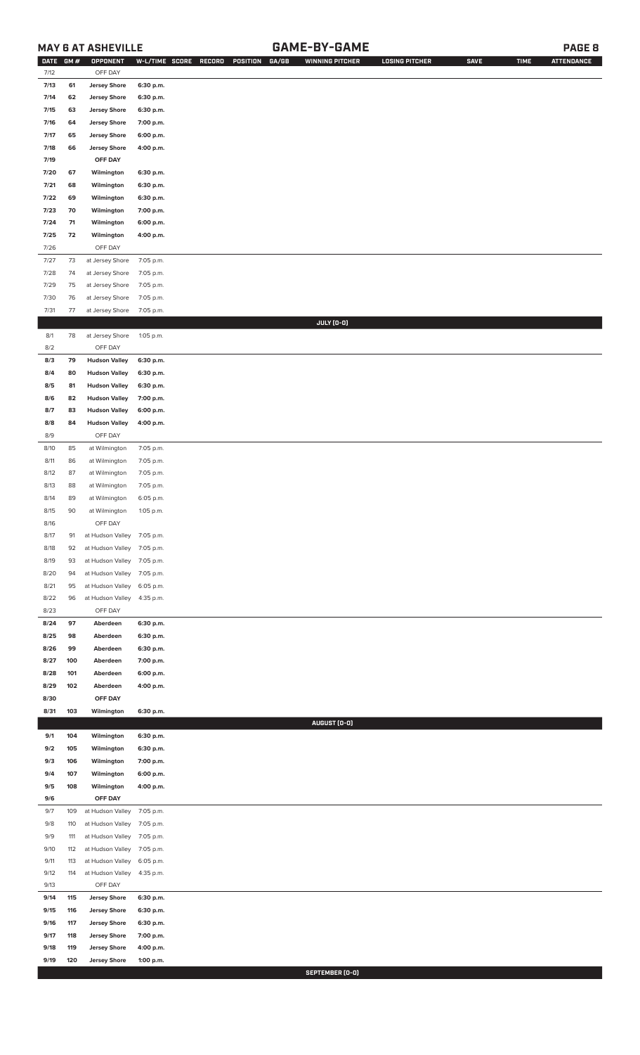## MAY 6 AT ASHEVILLE

## GAME-BY-GAME

| DATE | GM # | OPPONENT | W-L/TIME | SCORE | RECORD | POSITION | GA/GB | WINNING PITCHER | LOSING PITCHER | SAVE | TIME | ATTENDANCE |
|---|---|---|---|---|---|---|---|---|---|---|---|---|
| 7/12 | | OFF DAY | | | | | | | | | | |
| 7/13 | 61 | Jersey Shore | 6:30 p.m. | | | | | | | | | |
| 7/14 | 62 | Jersey Shore | 6:30 p.m. | | | | | | | | | |
| 7/15 | 63 | Jersey Shore | 6:30 p.m. | | | | | | | | | |
| 7/16 | 64 | Jersey Shore | 7:00 p.m. | | | | | | | | | |
| 7/17 | 65 | Jersey Shore | 6:00 p.m. | | | | | | | | | |
| 7/18 | 66 | Jersey Shore | 4:00 p.m. | | | | | | | | | |
| 7/19 | | OFF DAY | | | | | | | | | | |
| 7/20 | 67 | Wilmington | 6:30 p.m. | | | | | | | | | |
| 7/21 | 68 | Wilmington | 6:30 p.m. | | | | | | | | | |
| 7/22 | 69 | Wilmington | 6:30 p.m. | | | | | | | | | |
| 7/23 | 70 | Wilmington | 7:00 p.m. | | | | | | | | | |
| 7/24 | 71 | Wilmington | 6:00 p.m. | | | | | | | | | |
| 7/25 | 72 | Wilmington | 4:00 p.m. | | | | | | | | | |
| 7/26 | | OFF DAY | | | | | | | | | | |
| 7/27 | 73 | at Jersey Shore | 7:05 p.m. | | | | | | | | | |
| 7/28 | 74 | at Jersey Shore | 7:05 p.m. | | | | | | | | | |
| 7/29 | 75 | at Jersey Shore | 7:05 p.m. | | | | | | | | | |
| 7/30 | 76 | at Jersey Shore | 7:05 p.m. | | | | | | | | | |
| 7/31 | 77 | at Jersey Shore | 7:05 p.m. | | | | | | | | | |
| | | | | | | | | JULY (0-0) | | | | |
| 8/1 | 78 | at Jersey Shore | 1:05 p.m. | | | | | | | | | |
| 8/2 | | OFF DAY | | | | | | | | | | |
| 8/3 | 79 | Hudson Valley | 6:30 p.m. | | | | | | | | | |
| 8/4 | 80 | Hudson Valley | 6:30 p.m. | | | | | | | | | |
| 8/5 | 81 | Hudson Valley | 6:30 p.m. | | | | | | | | | |
| 8/6 | 82 | Hudson Valley | 7:00 p.m. | | | | | | | | | |
| 8/7 | 83 | Hudson Valley | 6:00 p.m. | | | | | | | | | |
| 8/8 | 84 | Hudson Valley | 4:00 p.m. | | | | | | | | | |
| 8/9 | | OFF DAY | | | | | | | | | | |
| 8/10 | 85 | at Wilmington | 7:05 p.m. | | | | | | | | | |
| 8/11 | 86 | at Wilmington | 7:05 p.m. | | | | | | | | | |
| 8/12 | 87 | at Wilmington | 7:05 p.m. | | | | | | | | | |
| 8/13 | 88 | at Wilmington | 7:05 p.m. | | | | | | | | | |
| 8/14 | 89 | at Wilmington | 6:05 p.m. | | | | | | | | | |
| 8/15 | 90 | at Wilmington | 1:05 p.m. | | | | | | | | | |
| 8/16 | | OFF DAY | | | | | | | | | | |
| 8/17 | 91 | at Hudson Valley | 7:05 p.m. | | | | | | | | | |
| 8/18 | 92 | at Hudson Valley | 7:05 p.m. | | | | | | | | | |
| 8/19 | 93 | at Hudson Valley | 7:05 p.m. | | | | | | | | | |
| 8/20 | 94 | at Hudson Valley | 7:05 p.m. | | | | | | | | | |
| 8/21 | 95 | at Hudson Valley | 6:05 p.m. | | | | | | | | | |
| 8/22 | 96 | at Hudson Valley | 4:35 p.m. | | | | | | | | | |
| 8/23 | | OFF DAY | | | | | | | | | | |
| 8/24 | 97 | Aberdeen | 6:30 p.m. | | | | | | | | | |
| 8/25 | 98 | Aberdeen | 6:30 p.m. | | | | | | | | | |
| 8/26 | 99 | Aberdeen | 6:30 p.m. | | | | | | | | | |
| 8/27 | 100 | Aberdeen | 7:00 p.m. | | | | | | | | | |
| 8/28 | 101 | Aberdeen | 6:00 p.m. | | | | | | | | | |
| 8/29 | 102 | Aberdeen | 4:00 p.m. | | | | | | | | | |
| 8/30 | | OFF DAY | | | | | | | | | | |
| 8/31 | 103 | Wilmington | 6:30 p.m. | | | | | | | | | |
| | | | | | | | | AUGUST (0-0) | | | | |
| 9/1 | 104 | Wilmington | 6:30 p.m. | | | | | | | | | |
| 9/2 | 105 | Wilmington | 6:30 p.m. | | | | | | | | | |
| 9/3 | 106 | Wilmington | 7:00 p.m. | | | | | | | | | |
| 9/4 | 107 | Wilmington | 6:00 p.m. | | | | | | | | | |
| 9/5 | 108 | Wilmington | 4:00 p.m. | | | | | | | | | |
| 9/6 | | OFF DAY | | | | | | | | | | |
| 9/7 | 109 | at Hudson Valley | 7:05 p.m. | | | | | | | | | |
| 9/8 | 110 | at Hudson Valley | 7:05 p.m. | | | | | | | | | |
| 9/9 | 111 | at Hudson Valley | 7:05 p.m. | | | | | | | | | |
| 9/10 | 112 | at Hudson Valley | 7:05 p.m. | | | | | | | | | |
| 9/11 | 113 | at Hudson Valley | 6:05 p.m. | | | | | | | | | |
| 9/12 | 114 | at Hudson Valley | 4:35 p.m. | | | | | | | | | |
| 9/13 | | OFF DAY | | | | | | | | | | |
| 9/14 | 115 | Jersey Shore | 6:30 p.m. | | | | | | | | | |
| 9/15 | 116 | Jersey Shore | 6:30 p.m. | | | | | | | | | |
| 9/16 | 117 | Jersey Shore | 6:30 p.m. | | | | | | | | | |
| 9/17 | 118 | Jersey Shore | 7:00 p.m. | | | | | | | | | |
| 9/18 | 119 | Jersey Shore | 4:00 p.m. | | | | | | | | | |
| 9/19 | 120 | Jersey Shore | 1:00 p.m. | | | | | | | | | |
| | | | | | | | | SEPTEMBER (0-0) | | | | |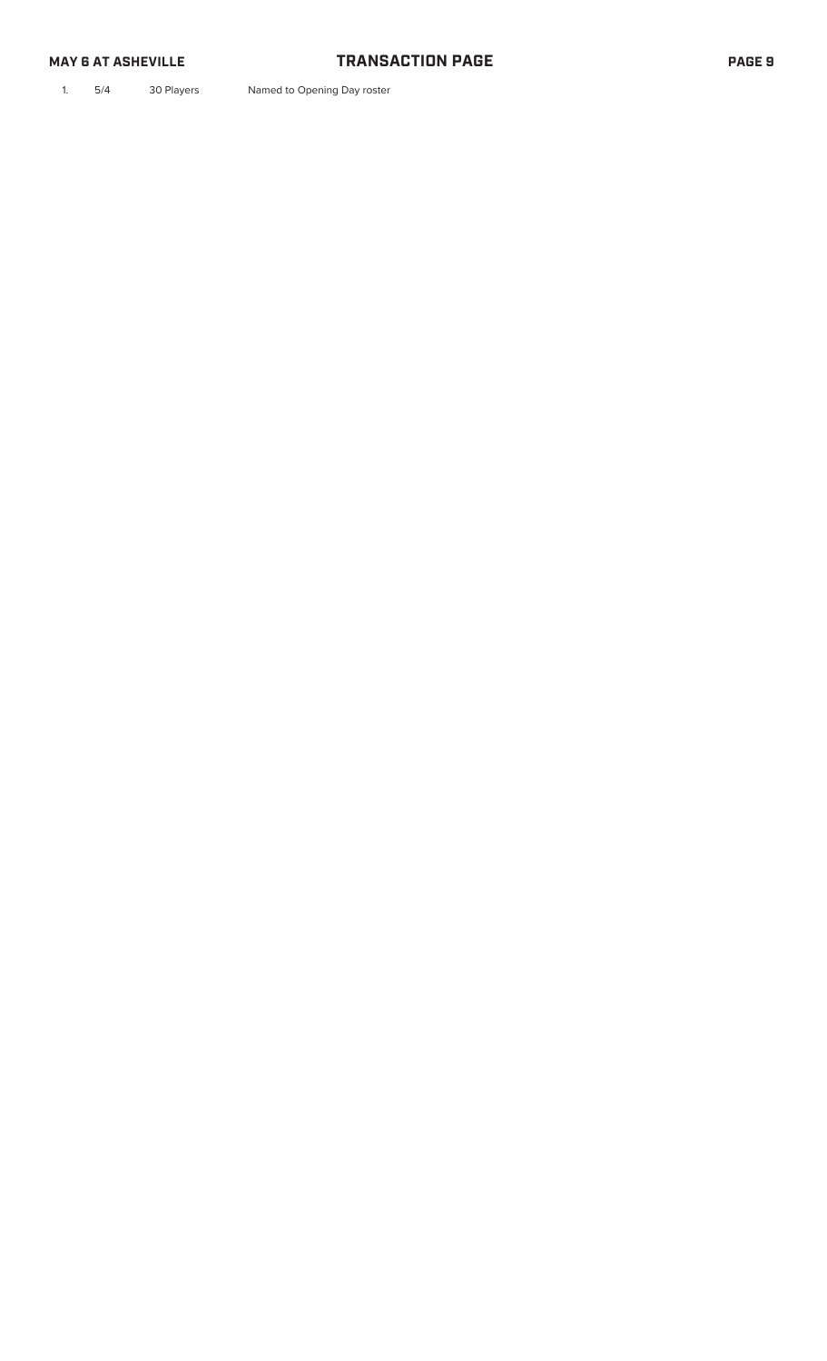# TRANSACTION PAGE

| | | | |
|---|---|---|---|
| 1. | 5/4 | 30 Players | Named to Opening Day roster |